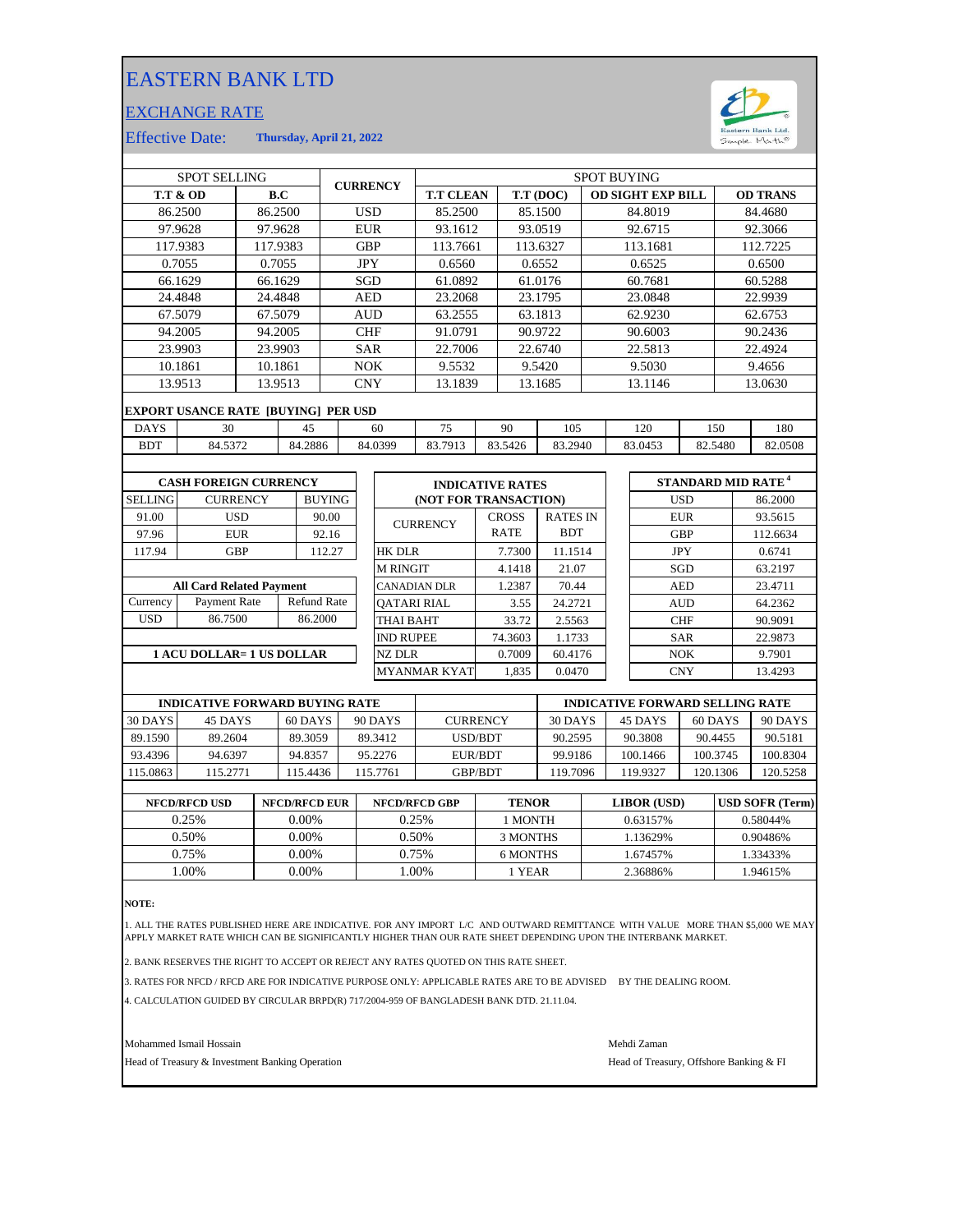# EASTERN BANK LTD

## EXCHANGE RATE

Effective Date: **Thursday, April 21, 2022**

| SPOT SELLING | | CURRENCY | SPOT BUYING | | | |
|---|---|---|---|---|---|---|
| **T.T & OD** | **B.C** | | **T.T CLEAN** | **T.T (DOC)** | **OD SIGHT EXP BILL** | **OD TRANS** |
| 86.2500 | 86.2500 | USD | 85.2500 | 85.1500 | 84.8019 | 84.4680 |
| 97.9628 | 97.9628 | EUR | 93.1612 | 93.0519 | 92.6715 | 92.3066 |
| 117.9383 | 117.9383 | GBP | 113.7661 | 113.6327 | 113.1681 | 112.7225 |
| 0.7055 | 0.7055 | JPY | 0.6560 | 0.6552 | 0.6525 | 0.6500 |
| 66.1629 | 66.1629 | SGD | 61.0892 | 61.0176 | 60.7681 | 60.5288 |
| 24.4848 | 24.4848 | AED | 23.2068 | 23.1795 | 23.0848 | 22.9939 |
| 67.5079 | 67.5079 | AUD | 63.2555 | 63.1813 | 62.9230 | 62.6753 |
| 94.2005 | 94.2005 | CHF | 91.0791 | 90.9722 | 90.6003 | 90.2436 |
| 23.9903 | 23.9903 | SAR | 22.7006 | 22.6740 | 22.5813 | 22.4924 |
| 10.1861 | 10.1861 | NOK | 9.5532 | 9.5420 | 9.5030 | 9.4656 |
| 13.9513 | 13.9513 | CNY | 13.1839 | 13.1685 | 13.1146 | 13.0630 |

**EXPORT USANCE RATE [BUYING] PER USD**

| DAYS | 30 | 45 | 60 | 75 | 90 | 105 | 120 | 150 | 180 |
|---|---|---|---|---|---|---|---|---|---|
| BDT | 84.5372 | 84.2886 | 84.0399 | 83.7913 | 83.5426 | 83.2940 | 83.0453 | 82.5480 | 82.0508 |

**CASH FOREIGN CURRENCY**

| SELLING | CURRENCY | BUYING |
|---|---|---|
| 91.00 | USD | 90.00 |
| 97.96 | EUR | 92.16 |
| 117.94 | GBP | 112.27 |

**All Card Related Payment**

| Currency | Payment Rate | Refund Rate |
|---|---|---|
| USD | 86.7500 | 86.2000 |

**1 ACU DOLLAR= 1 US DOLLAR**

**INDICATIVE RATES (NOT FOR TRANSACTION)**

| CURRENCY | CROSS RATE | RATES IN BDT |
|---|---|---|
| HK DLR | 7.7300 | 11.1514 |
| M RINGIT | 4.1418 | 21.07 |
| CANADIAN DLR | 1.2387 | 70.44 |
| QATARI RIAL | 3.55 | 24.2721 |
| THAI BAHT | 33.72 | 2.5563 |
| IND RUPEE | 74.3603 | 1.1733 |
| NZ DLR | 0.7009 | 60.4176 |
| MYANMAR KYAT | 1,835 | 0.0470 |

**STANDARD MID RATE [4]**

| Currency | Rate |
|---|---|
| USD | 86.2000 |
| EUR | 93.5615 |
| GBP | 112.6634 |
| JPY | 0.6741 |
| SGD | 63.2197 |
| AED | 23.4711 |
| AUD | 64.2362 |
| CHF | 90.9091 |
| SAR | 22.9873 |
| NOK | 9.7901 |
| CNY | 13.4293 |

| INDICATIVE FORWARD BUYING RATE | | | | | INDICATIVE FORWARD SELLING RATE | | | |
|---|---|---|---|---|---|---|---|---|
| 30 DAYS | 45 DAYS | 60 DAYS | 90 DAYS | CURRENCY | 30 DAYS | 45 DAYS | 60 DAYS | 90 DAYS |
| 89.1590 | 89.2604 | 89.3059 | 89.3412 | USD/BDT | 90.2595 | 90.3808 | 90.4455 | 90.5181 |
| 93.4396 | 94.6397 | 94.8357 | 95.2276 | EUR/BDT | 99.9186 | 100.1466 | 100.3745 | 100.8304 |
| 115.0863 | 115.2771 | 115.4436 | 115.7761 | GBP/BDT | 119.7096 | 119.9327 | 120.1306 | 120.5258 |

| NFCD/RFCD USD | NFCD/RFCD EUR | NFCD/RFCD GBP | TENOR | LIBOR (USD) | USD SOFR (Term) |
|---|---|---|---|---|---|
| 0.25% | 0.00% | 0.25% | 1 MONTH | 0.63157% | 0.58044% |
| 0.50% | 0.00% | 0.50% | 3 MONTHS | 1.13629% | 0.90486% |
| 0.75% | 0.00% | 0.75% | 6 MONTHS | 1.67457% | 1.33433% |
| 1.00% | 0.00% | 1.00% | 1 YEAR | 2.36886% | 1.94615% |

**NOTE:**

1. ALL THE RATES PUBLISHED HERE ARE INDICATIVE. FOR ANY IMPORT L/C AND OUTWARD REMITTANCE WITH VALUE MORE THAN $5,000 WE MAY APPLY MARKET RATE WHICH CAN BE SIGNIFICANTLY HIGHER THAN OUR RATE SHEET DEPENDING UPON THE INTERBANK MARKET.

2. BANK RESERVES THE RIGHT TO ACCEPT OR REJECT ANY RATES QUOTED ON THIS RATE SHEET.

3. RATES FOR NFCD / RFCD ARE FOR INDICATIVE PURPOSE ONLY: APPLICABLE RATES ARE TO BE ADVISED BY THE DEALING ROOM.

4. CALCULATION GUIDED BY CIRCULAR BRPD(R) 717/2004-959 OF BANGLADESH BANK DTD. 21.11.04.

Mohammed Ismail Hossain
Head of Treasury & Investment Banking Operation

Mehdi Zaman
Head of Treasury, Offshore Banking & FI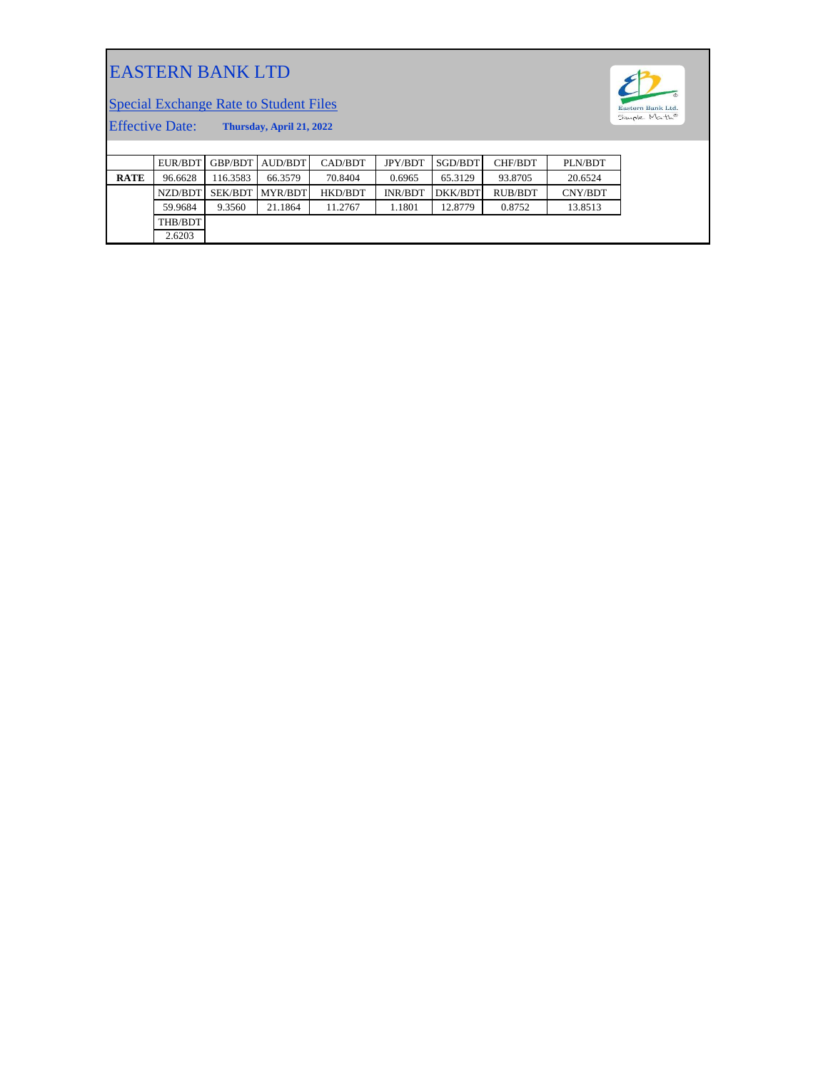# EASTERN BANK LTD

Special Exchange Rate to Student Files

Effective Date: **Thursday, April 21, 2022**

| | | | | | | | | |
|---|---|---|---|---|---|---|---|---|
| | EUR/BDT | GBP/BDT | AUD/BDT | CAD/BDT | JPY/BDT | SGD/BDT | CHF/BDT | PLN/BDT |
| **RATE** | 96.6628 | 116.3583 | 66.3579 | 70.8404 | 0.6965 | 65.3129 | 93.8705 | 20.6524 |
| | NZD/BDT | SEK/BDT | MYR/BDT | HKD/BDT | INR/BDT | DKK/BDT | RUB/BDT | CNY/BDT |
| | 59.9684 | 9.3560 | 21.1864 | 11.2767 | 1.1801 | 12.8779 | 0.8752 | 13.8513 |
| | THB/BDT | | | | | | | |
| | 2.6203 | | | | | | | |